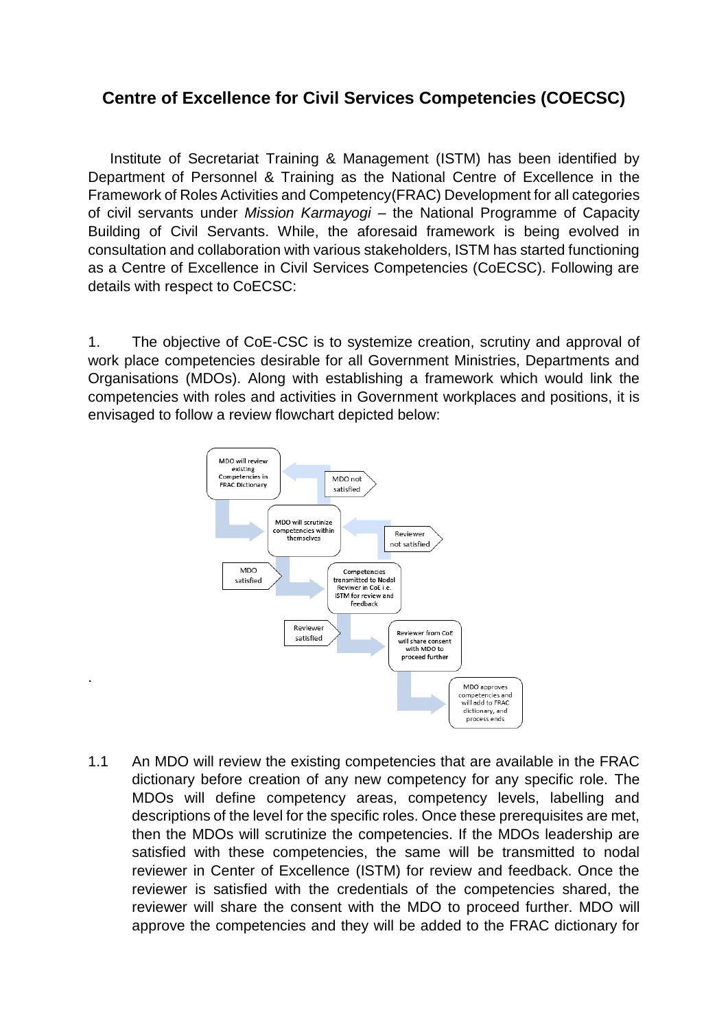## Centre of Excellence for Civil Services Competencies (COECSC)

Institute of Secretariat Training & Management (ISTM) has been identified by Department of Personnel & Training as the National Centre of Excellence in the Framework of Roles Activities and Competency(FRAC) Development for all categories of civil servants under *Mission Karmayogi* – the National Programme of Capacity Building of Civil Servants. While, the aforesaid framework is being evolved in consultation and collaboration with various stakeholders, ISTM has started functioning as a Centre of Excellence in Civil Services Competencies (CoECSC). Following are details with respect to CoECSC:

1. The objective of CoE-CSC is to systemize creation, scrutiny and approval of work place competencies desirable for all Government Ministries, Departments and Organisations (MDOs). Along with establishing a framework which would link the competencies with roles and activities in Government workplaces and positions, it is envisaged to follow a review flowchart depicted below:

MDO will review existing Competencies in FRAC Dictionary

MDO not satisfied

MDO will scrutinize competencies within themselves

Reviewer not satisfied

MDO satisfied

Competencies transmitted to Nodal Reviwer in CoE i.e. ISTM for review and feedback

Reviewer satisfied

Reviewer from CoE will share consent with MDO to proceed further

MDO approves competencies and will add to FRAC dictionary, and process ends

1.1 An MDO will review the existing competencies that are available in the FRAC dictionary before creation of any new competency for any specific role. The MDOs will define competency areas, competency levels, labelling and descriptions of the level for the specific roles. Once these prerequisites are met, then the MDOs will scrutinize the competencies. If the MDOs leadership are satisfied with these competencies, the same will be transmitted to nodal reviewer in Center of Excellence (ISTM) for review and feedback. Once the reviewer is satisfied with the credentials of the competencies shared, the reviewer will share the consent with the MDO to proceed further. MDO will approve the competencies and they will be added to the FRAC dictionary for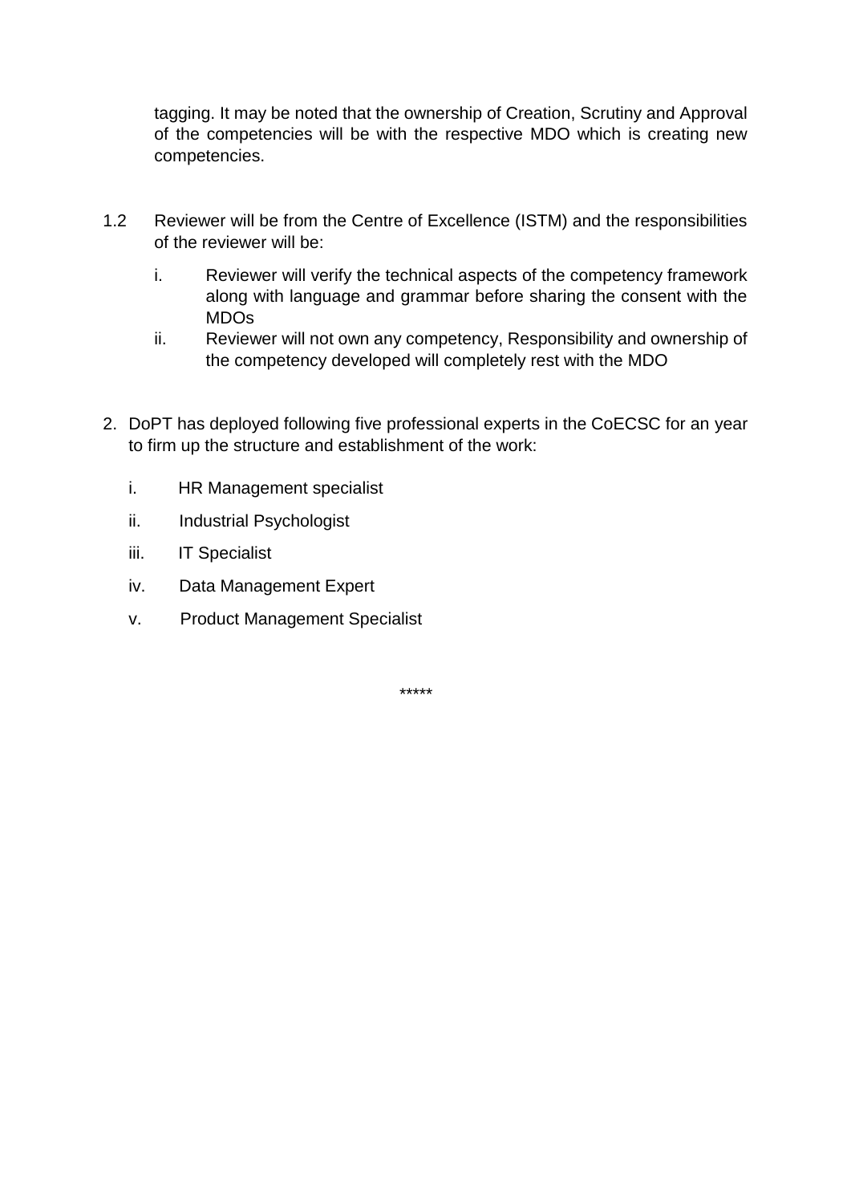tagging. It may be noted that the ownership of Creation, Scrutiny and Approval of the competencies will be with the respective MDO which is creating new competencies.

1.2 Reviewer will be from the Centre of Excellence (ISTM) and the responsibilities of the reviewer will be:

   i. Reviewer will verify the technical aspects of the competency framework along with language and grammar before sharing the consent with the MDOs
   ii. Reviewer will not own any competency, Responsibility and ownership of the competency developed will completely rest with the MDO

2. DoPT has deployed following five professional experts in the CoECSC for an year to firm up the structure and establishment of the work:

   i. HR Management specialist
   ii. Industrial Psychologist
   iii. IT Specialist
   iv. Data Management Expert
   v. Product Management Specialist

*****